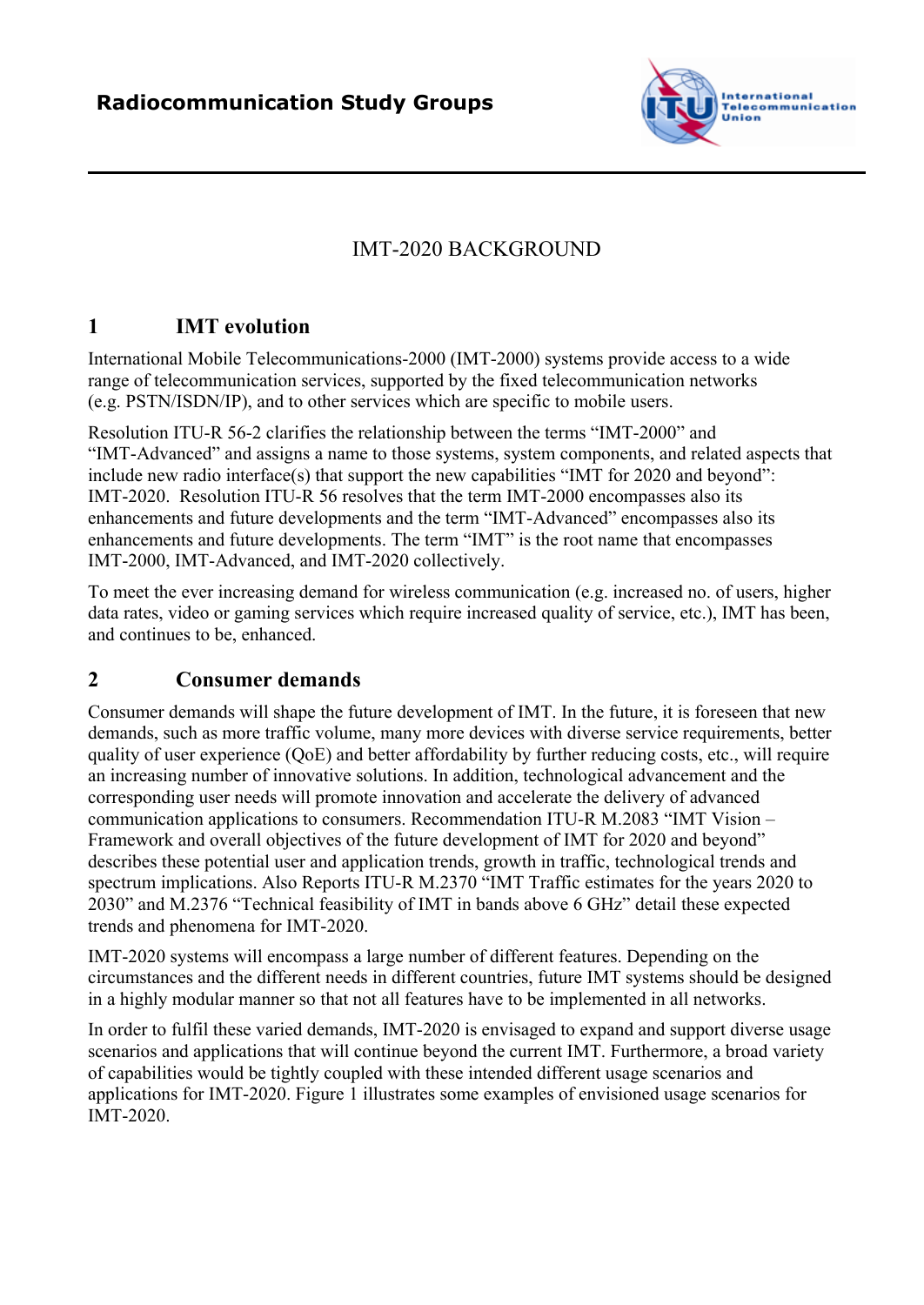Radiocommunication Study Groups

# IMT-2020 BACKGROUND

## 1 IMT evolution

International Mobile Telecommunications-2000 (IMT-2000) systems provide access to a wide range of telecommunication services, supported by the fixed telecommunication networks (e.g. PSTN/ISDN/IP), and to other services which are specific to mobile users.

Resolution ITU-R 56-2 clarifies the relationship between the terms "IMT-2000" and "IMT-Advanced" and assigns a name to those systems, system components, and related aspects that include new radio interface(s) that support the new capabilities "IMT for 2020 and beyond": IMT-2020. Resolution ITU-R 56 resolves that the term IMT-2000 encompasses also its enhancements and future developments and the term "IMT-Advanced" encompasses also its enhancements and future developments. The term "IMT" is the root name that encompasses IMT-2000, IMT-Advanced, and IMT-2020 collectively.

To meet the ever increasing demand for wireless communication (e.g. increased no. of users, higher data rates, video or gaming services which require increased quality of service, etc.), IMT has been, and continues to be, enhanced.

## 2 Consumer demands

Consumer demands will shape the future development of IMT. In the future, it is foreseen that new demands, such as more traffic volume, many more devices with diverse service requirements, better quality of user experience (QoE) and better affordability by further reducing costs, etc., will require an increasing number of innovative solutions. In addition, technological advancement and the corresponding user needs will promote innovation and accelerate the delivery of advanced communication applications to consumers. Recommendation ITU-R M.2083 "IMT Vision – Framework and overall objectives of the future development of IMT for 2020 and beyond" describes these potential user and application trends, growth in traffic, technological trends and spectrum implications. Also Reports ITU-R M.2370 "IMT Traffic estimates for the years 2020 to 2030" and M.2376 "Technical feasibility of IMT in bands above 6 GHz" detail these expected trends and phenomena for IMT-2020.

IMT-2020 systems will encompass a large number of different features. Depending on the circumstances and the different needs in different countries, future IMT systems should be designed in a highly modular manner so that not all features have to be implemented in all networks.

In order to fulfil these varied demands, IMT-2020 is envisaged to expand and support diverse usage scenarios and applications that will continue beyond the current IMT. Furthermore, a broad variety of capabilities would be tightly coupled with these intended different usage scenarios and applications for IMT-2020. Figure 1 illustrates some examples of envisioned usage scenarios for IMT-2020.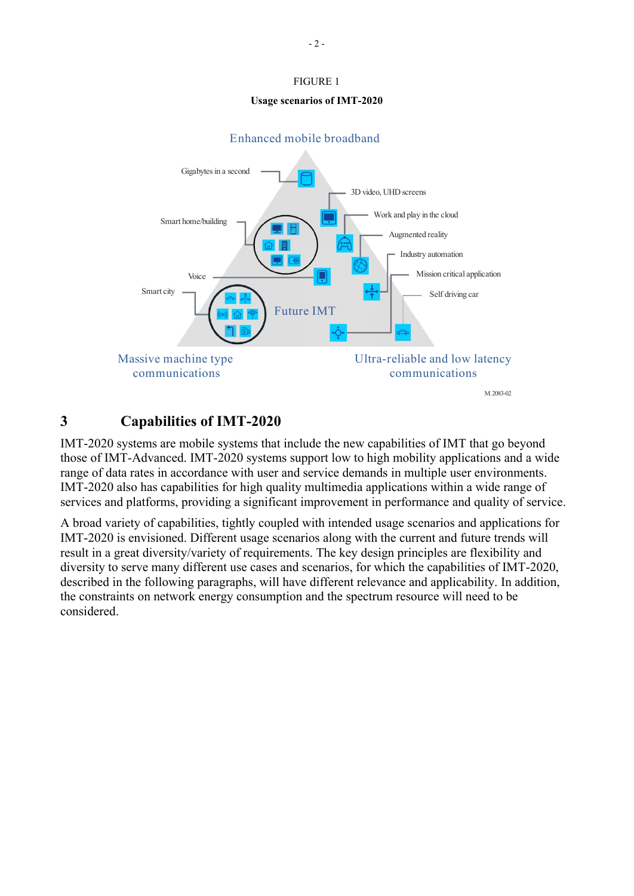FIGURE 1

**Usage scenarios of IMT-2020**

Enhanced mobile broadband

Gigabytes in a second

3D video, UHD screens

Work and play in the cloud

Smart home/building

Augmented reality

Industry automation

Voice

Mission critical application

Smart city

Self driving car

Future IMT

Massive machine type communications

Ultra-reliable and low latency communications

M.2083-02

## 3 Capabilities of IMT-2020

IMT-2020 systems are mobile systems that include the new capabilities of IMT that go beyond those of IMT-Advanced. IMT-2020 systems support low to high mobility applications and a wide range of data rates in accordance with user and service demands in multiple user environments. IMT-2020 also has capabilities for high quality multimedia applications within a wide range of services and platforms, providing a significant improvement in performance and quality of service.

A broad variety of capabilities, tightly coupled with intended usage scenarios and applications for IMT-2020 is envisioned. Different usage scenarios along with the current and future trends will result in a great diversity/variety of requirements. The key design principles are flexibility and diversity to serve many different use cases and scenarios, for which the capabilities of IMT-2020, described in the following paragraphs, will have different relevance and applicability. In addition, the constraints on network energy consumption and the spectrum resource will need to be considered.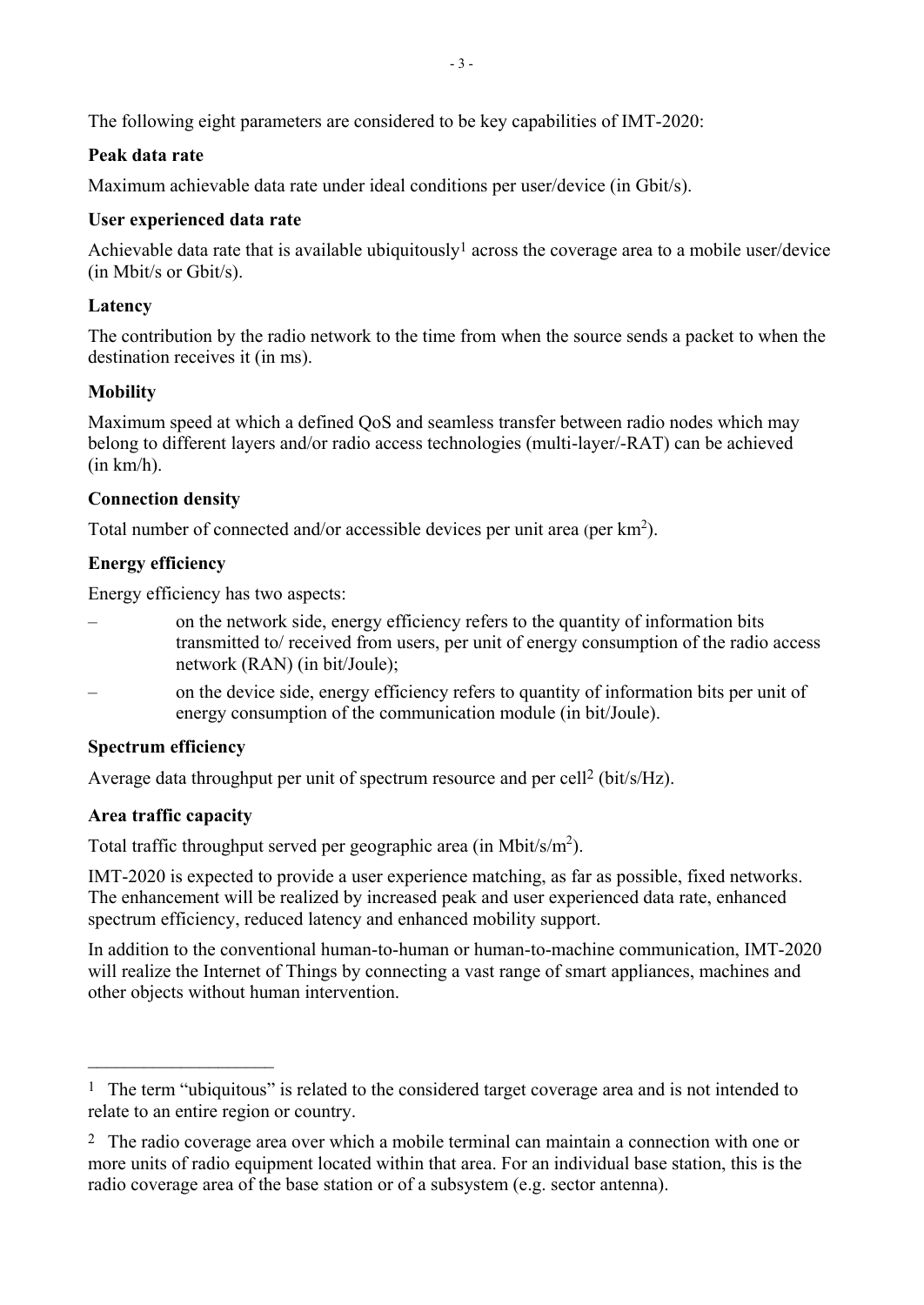The following eight parameters are considered to be key capabilities of IMT-2020:

**Peak data rate**

Maximum achievable data rate under ideal conditions per user/device (in Gbit/s).

**User experienced data rate**

Achievable data rate that is available ubiquitously[1] across the coverage area to a mobile user/device (in Mbit/s or Gbit/s).

**Latency**

The contribution by the radio network to the time from when the source sends a packet to when the destination receives it (in ms).

**Mobility**

Maximum speed at which a defined QoS and seamless transfer between radio nodes which may belong to different layers and/or radio access technologies (multi-layer/-RAT) can be achieved (in km/h).

**Connection density**

Total number of connected and/or accessible devices per unit area (per $km^2$).

**Energy efficiency**

Energy efficiency has two aspects:

– on the network side, energy efficiency refers to the quantity of information bits transmitted to/ received from users, per unit of energy consumption of the radio access network (RAN) (in bit/Joule);

– on the device side, energy efficiency refers to quantity of information bits per unit of energy consumption of the communication module (in bit/Joule).

**Spectrum efficiency**

Average data throughput per unit of spectrum resource and per cell[2] (bit/s/Hz).

**Area traffic capacity**

Total traffic throughput served per geographic area (in Mbit/s/$m^2$).

IMT-2020 is expected to provide a user experience matching, as far as possible, fixed networks. The enhancement will be realized by increased peak and user experienced data rate, enhanced spectrum efficiency, reduced latency and enhanced mobility support.

In addition to the conventional human-to-human or human-to-machine communication, IMT-2020 will realize the Internet of Things by connecting a vast range of smart appliances, machines and other objects without human intervention.

---

[1] The term "ubiquitous" is related to the considered target coverage area and is not intended to relate to an entire region or country.

[2] The radio coverage area over which a mobile terminal can maintain a connection with one or more units of radio equipment located within that area. For an individual base station, this is the radio coverage area of the base station or of a subsystem (e.g. sector antenna).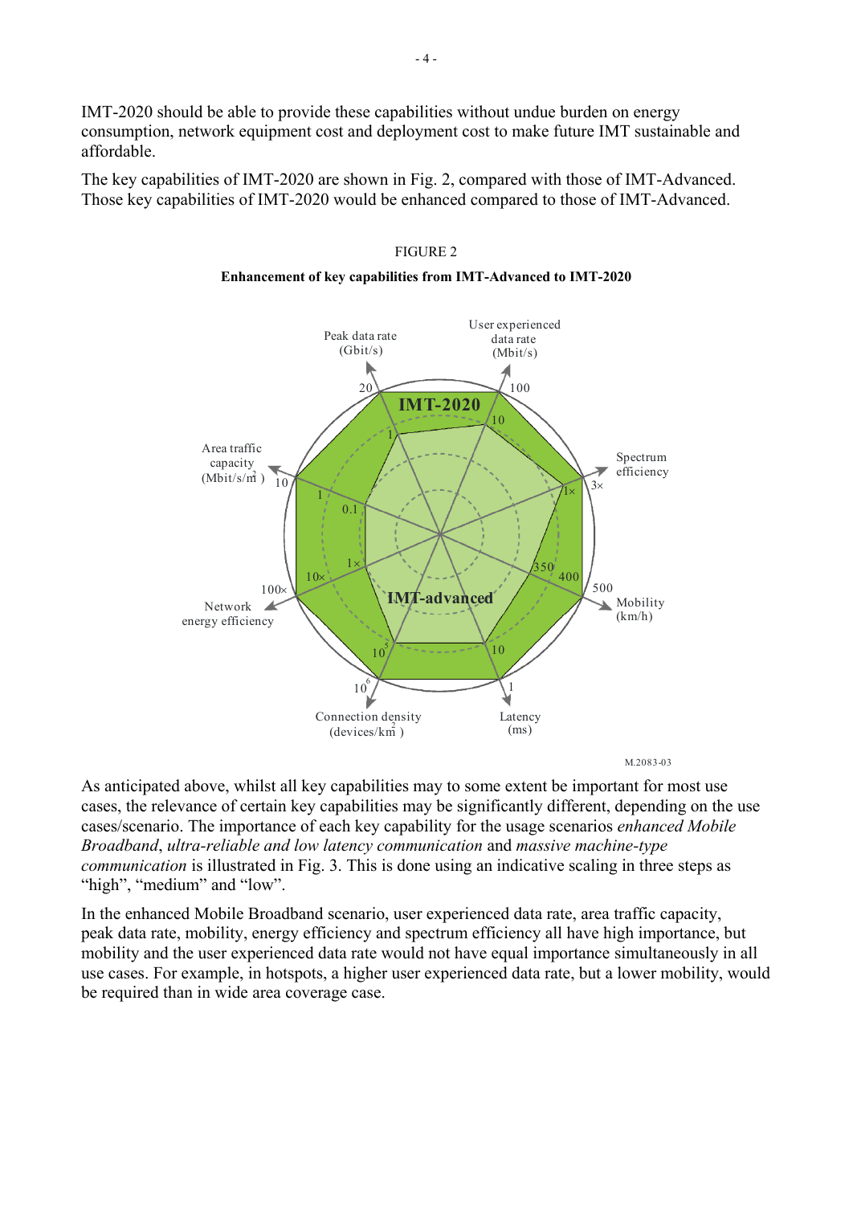IMT-2020 should be able to provide these capabilities without undue burden on energy consumption, network equipment cost and deployment cost to make future IMT sustainable and affordable.

The key capabilities of IMT-2020 are shown in Fig. 2, compared with those of IMT-Advanced. Those key capabilities of IMT-2020 would be enhanced compared to those of IMT-Advanced.

FIGURE 2

**Enhancement of key capabilities from IMT-Advanced to IMT-2020**

Peak data rate (Gbit/s)
20
1

User experienced data rate (Mbit/s)
100
10

Spectrum efficiency
3×
1×

Mobility (km/h)
500
400
350

Latency (ms)
1
10

Connection density (devices/km$^2$)
$10^6$
$10^5$

Network energy efficiency
100×
10×
1×

Area traffic capacity (Mbit/s/m$^2$)
10
1
0.1

IMT-2020

IMT-advanced

M.2083-03

As anticipated above, whilst all key capabilities may to some extent be important for most use cases, the relevance of certain key capabilities may be significantly different, depending on the use cases/scenario. The importance of each key capability for the usage scenarios *enhanced Mobile Broadband*, *ultra-reliable and low latency communication* and *massive machine-type communication* is illustrated in Fig. 3. This is done using an indicative scaling in three steps as "high", "medium" and "low".

In the enhanced Mobile Broadband scenario, user experienced data rate, area traffic capacity, peak data rate, mobility, energy efficiency and spectrum efficiency all have high importance, but mobility and the user experienced data rate would not have equal importance simultaneously in all use cases. For example, in hotspots, a higher user experienced data rate, but a lower mobility, would be required than in wide area coverage case.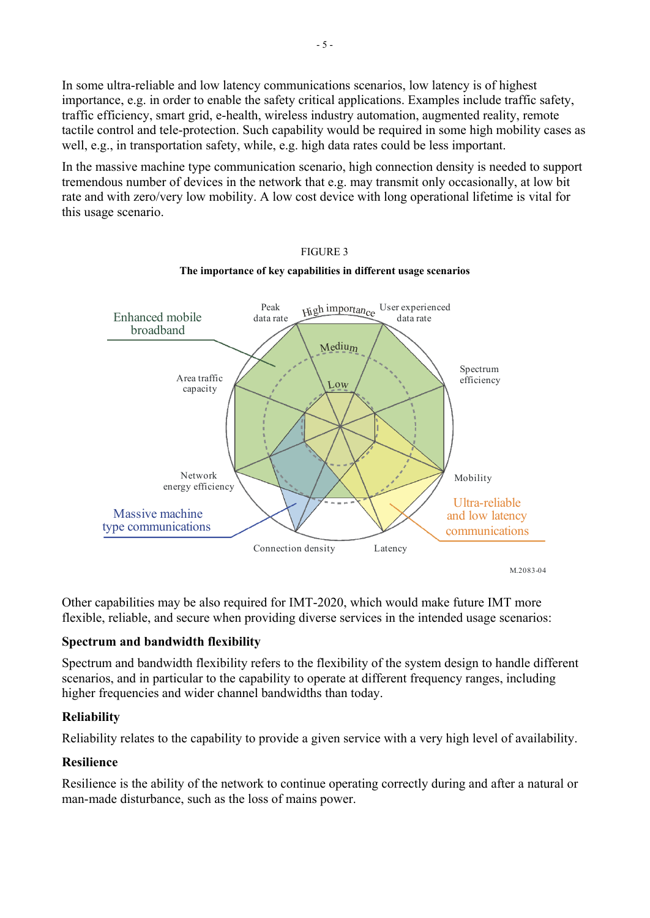In some ultra-reliable and low latency communications scenarios, low latency is of highest importance, e.g. in order to enable the safety critical applications. Examples include traffic safety, traffic efficiency, smart grid, e-health, wireless industry automation, augmented reality, remote tactile control and tele-protection. Such capability would be required in some high mobility cases as well, e.g., in transportation safety, while, e.g. high data rates could be less important.

In the massive machine type communication scenario, high connection density is needed to support tremendous number of devices in the network that e.g. may transmit only occasionally, at low bit rate and with zero/very low mobility. A low cost device with long operational lifetime is vital for this usage scenario.

FIGURE 3

**The importance of key capabilities in different usage scenarios**

Enhanced mobile broadband
Peak data rate
High importance
User experienced data rate
Medium
Low
Spectrum efficiency
Area traffic capacity
Mobility
Network energy efficiency
Ultra-reliable and low latency communications
Massive machine type communications
Connection density
Latency

M.2083-04

Other capabilities may be also required for IMT-2020, which would make future IMT more flexible, reliable, and secure when providing diverse services in the intended usage scenarios:

**Spectrum and bandwidth flexibility**

Spectrum and bandwidth flexibility refers to the flexibility of the system design to handle different scenarios, and in particular to the capability to operate at different frequency ranges, including higher frequencies and wider channel bandwidths than today.

**Reliability**

Reliability relates to the capability to provide a given service with a very high level of availability.

**Resilience**

Resilience is the ability of the network to continue operating correctly during and after a natural or man-made disturbance, such as the loss of mains power.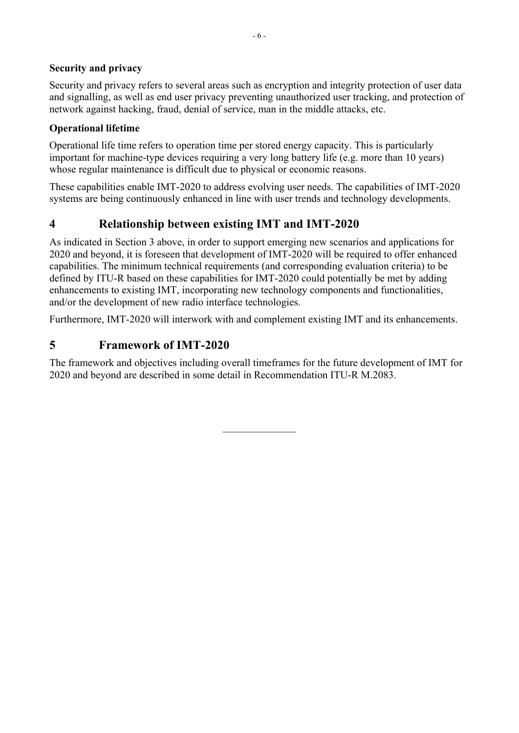**Security and privacy**

Security and privacy refers to several areas such as encryption and integrity protection of user data and signalling, as well as end user privacy preventing unauthorized user tracking, and protection of network against hacking, fraud, denial of service, man in the middle attacks, etc.

**Operational lifetime**

Operational life time refers to operation time per stored energy capacity. This is particularly important for machine-type devices requiring a very long battery life (e.g. more than 10 years) whose regular maintenance is difficult due to physical or economic reasons.

These capabilities enable IMT-2020 to address evolving user needs. The capabilities of IMT-2020 systems are being continuously enhanced in line with user trends and technology developments.

## 4 Relationship between existing IMT and IMT-2020

As indicated in Section 3 above, in order to support emerging new scenarios and applications for 2020 and beyond, it is foreseen that development of IMT-2020 will be required to offer enhanced capabilities. The minimum technical requirements (and corresponding evaluation criteria) to be defined by ITU-R based on these capabilities for IMT-2020 could potentially be met by adding enhancements to existing IMT, incorporating new technology components and functionalities, and/or the development of new radio interface technologies.

Furthermore, IMT-2020 will interwork with and complement existing IMT and its enhancements.

## 5 Framework of IMT-2020

The framework and objectives including overall timeframes for the future development of IMT for 2020 and beyond are described in some detail in Recommendation ITU-R M.2083.

______________